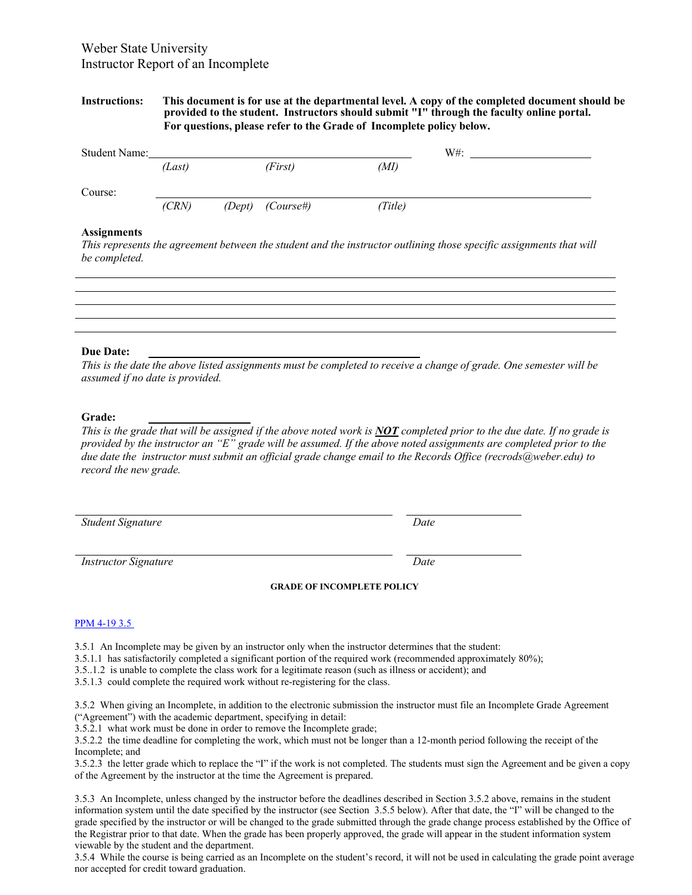Weber State University
Instructor Report of an Incomplete

**Instructions:** **This document is for use at the departmental level. A copy of the completed document should be provided to the student. Instructors should submit "I" through the faculty online portal. For questions, please refer to the Grade of Incomplete policy below.**

Student Name: ______________________________________________ W#: ____________________
*(Last)* *(First)* *(MI)*

Course: ______________________________________________________________________
*(CRN)* *(Dept)* *(Course#)* *(Title)*

**Assignments**
*This represents the agreement between the student and the instructor outlining those specific assignments that will be completed.*

______________________________________________________________________
______________________________________________________________________
______________________________________________________________________
______________________________________________________________________
______________________________________________________________________

**Due Date:** ____________________________________________
*This is the date the above listed assignments must be completed to receive a change of grade. One semester will be assumed if no date is provided.*

**Grade:** ______________
*This is the grade that will be assigned if the above noted work is* ***NOT*** *completed prior to the due date. If no grade is provided by the instructor an "E" grade will be assumed. If the above noted assignments are completed prior to the due date the instructor must submit an official grade change email to the Records Office (recrods@weber.edu) to record the new grade.*

______________________________________________ ____________________
*Student Signature* *Date*

______________________________________________ ____________________
*Instructor Signature* *Date*

**GRADE OF INCOMPLETE POLICY**

PPM 4-19 3.5

3.5.1 An Incomplete may be given by an instructor only when the instructor determines that the student:
3.5.1.1 has satisfactorily completed a significant portion of the required work (recommended approximately 80%);
3.5..1.2 is unable to complete the class work for a legitimate reason (such as illness or accident); and
3.5.1.3 could complete the required work without re-registering for the class.

3.5.2 When giving an Incomplete, in addition to the electronic submission the instructor must file an Incomplete Grade Agreement ("Agreement") with the academic department, specifying in detail:
3.5.2.1 what work must be done in order to remove the Incomplete grade;
3.5.2.2 the time deadline for completing the work, which must not be longer than a 12-month period following the receipt of the Incomplete; and
3.5.2.3 the letter grade which to replace the "I" if the work is not completed. The students must sign the Agreement and be given a copy of the Agreement by the instructor at the time the Agreement is prepared.

3.5.3 An Incomplete, unless changed by the instructor before the deadlines described in Section 3.5.2 above, remains in the student information system until the date specified by the instructor (see Section 3.5.5 below). After that date, the "I" will be changed to the grade specified by the instructor or will be changed to the grade submitted through the grade change process established by the Office of the Registrar prior to that date. When the grade has been properly approved, the grade will appear in the student information system viewable by the student and the department.
3.5.4 While the course is being carried as an Incomplete on the student's record, it will not be used in calculating the grade point average nor accepted for credit toward graduation.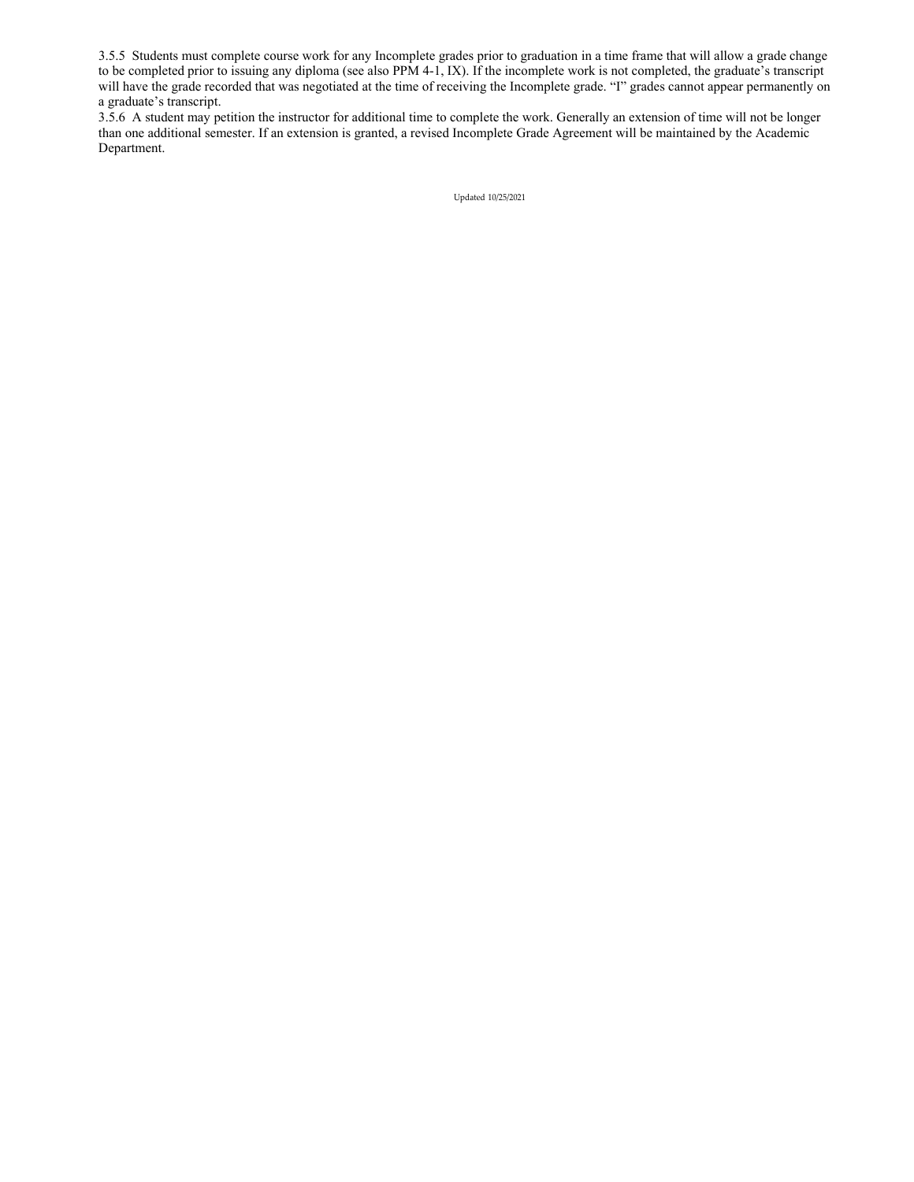3.5.5 Students must complete course work for any Incomplete grades prior to graduation in a time frame that will allow a grade change to be completed prior to issuing any diploma (see also PPM 4-1, IX). If the incomplete work is not completed, the graduate's transcript will have the grade recorded that was negotiated at the time of receiving the Incomplete grade. "I" grades cannot appear permanently on a graduate's transcript.

3.5.6 A student may petition the instructor for additional time to complete the work. Generally an extension of time will not be longer than one additional semester. If an extension is granted, a revised Incomplete Grade Agreement will be maintained by the Academic Department.

Updated 10/25/2021